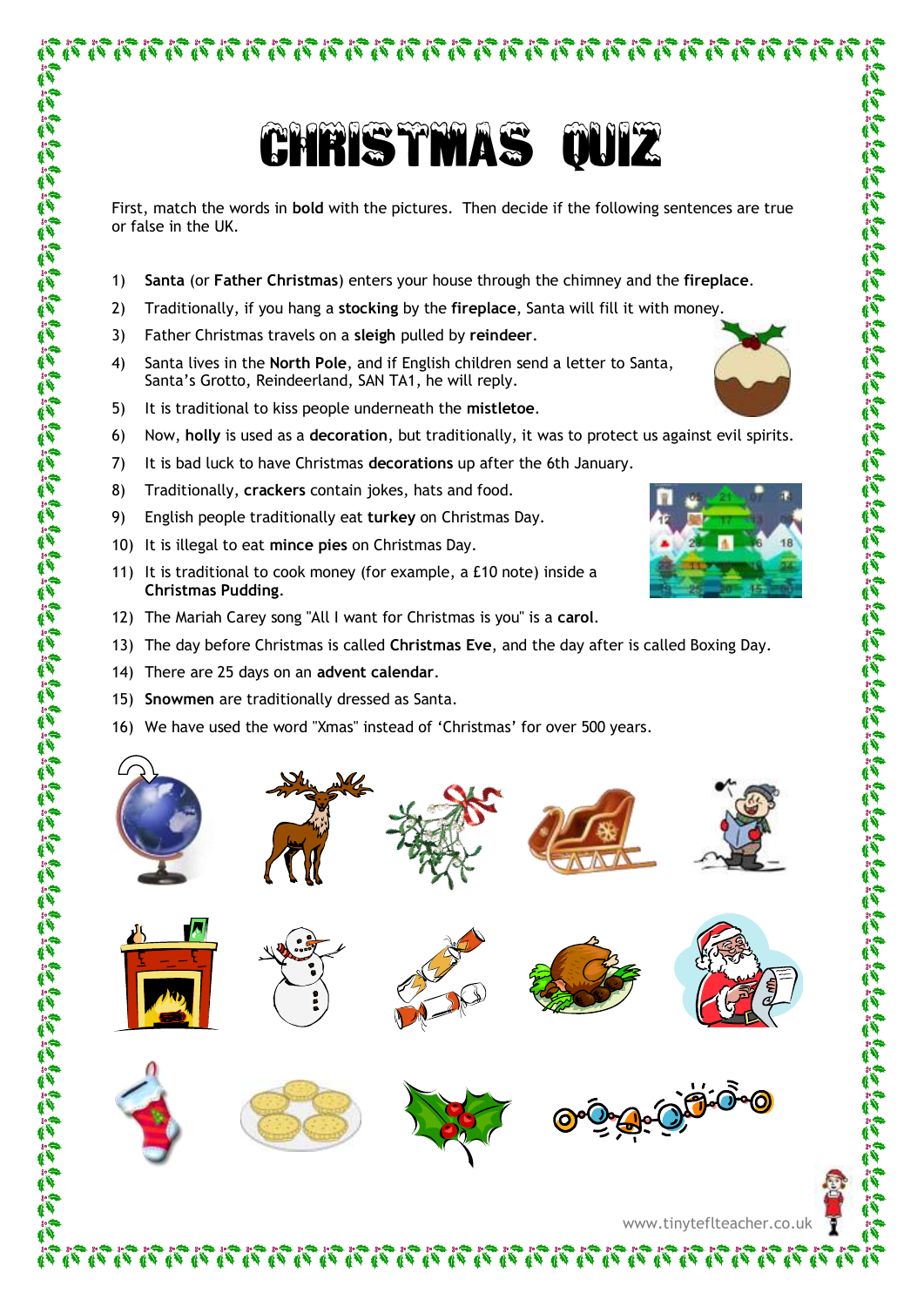# CHRISTMAS QUIZ

First, match the words in **bold** with the pictures. Then decide if the following sentences are true or false in the UK.

1) **Santa** (or **Father Christmas**) enters your house through the chimney and the **fireplace**.
2) Traditionally, if you hang a **stocking** by the **fireplace**, Santa will fill it with money.
3) Father Christmas travels on a **sleigh** pulled by **reindeer**.
4) Santa lives in the **North Pole**, and if English children send a letter to Santa, Santa's Grotto, Reindeerland, SAN TA1, he will reply.
5) It is traditional to kiss people underneath the **mistletoe**.
6) Now, **holly** is used as a **decoration**, but traditionally, it was to protect us against evil spirits.
7) It is bad luck to have Christmas **decorations** up after the 6th January.
8) Traditionally, **crackers** contain jokes, hats and food.
9) English people traditionally eat **turkey** on Christmas Day.
10) It is illegal to eat **mince pies** on Christmas Day.
11) It is traditional to cook money (for example, a £10 note) inside a **Christmas Pudding**.
12) The Mariah Carey song "All I want for Christmas is you" is a **carol**.
13) The day before Christmas is called **Christmas Eve**, and the day after is called Boxing Day.
14) There are 25 days on an **advent calendar**.
15) **Snowmen** are traditionally dressed as Santa.
16) We have used the word "Xmas" instead of 'Christmas' for over 500 years.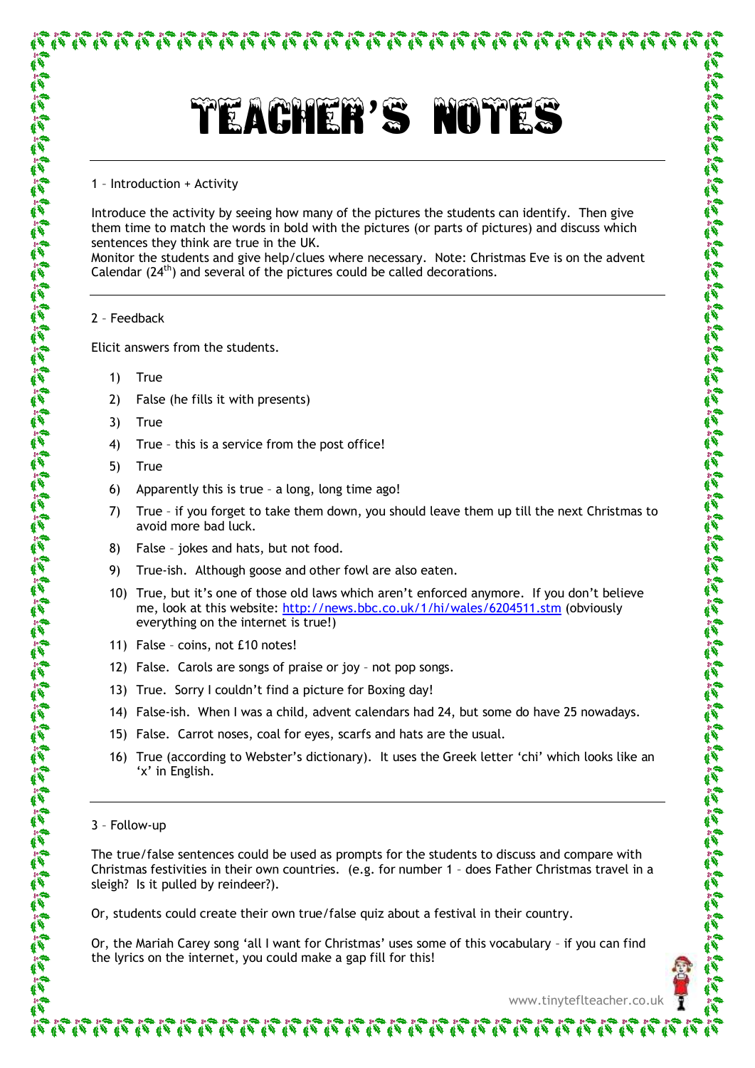# TEACHER'S NOTES

1 – Introduction + Activity

Introduce the activity by seeing how many of the pictures the students can identify. Then give them time to match the words in bold with the pictures (or parts of pictures) and discuss which sentences they think are true in the UK.
Monitor the students and give help/clues where necessary. Note: Christmas Eve is on the advent Calendar (24th) and several of the pictures could be called decorations.

2 – Feedback

Elicit answers from the students.

1) True
2) False (he fills it with presents)
3) True
4) True – this is a service from the post office!
5) True
6) Apparently this is true – a long, long time ago!
7) True – if you forget to take them down, you should leave them up till the next Christmas to avoid more bad luck.
8) False – jokes and hats, but not food.
9) True-ish. Although goose and other fowl are also eaten.
10) True, but it's one of those old laws which aren't enforced anymore. If you don't believe me, look at this website: http://news.bbc.co.uk/1/hi/wales/6204511.stm (obviously everything on the internet is true!)
11) False – coins, not £10 notes!
12) False. Carols are songs of praise or joy – not pop songs.
13) True. Sorry I couldn't find a picture for Boxing day!
14) False-ish. When I was a child, advent calendars had 24, but some do have 25 nowadays.
15) False. Carrot noses, coal for eyes, scarfs and hats are the usual.
16) True (according to Webster's dictionary). It uses the Greek letter 'chi' which looks like an 'x' in English.

3 – Follow-up

The true/false sentences could be used as prompts for the students to discuss and compare with Christmas festivities in their own countries. (e.g. for number 1 – does Father Christmas travel in a sleigh? Is it pulled by reindeer?).

Or, students could create their own true/false quiz about a festival in their country.

Or, the Mariah Carey song 'all I want for Christmas' uses some of this vocabulary – if you can find the lyrics on the internet, you could make a gap fill for this!

www.tinyteflteacher.co.uk